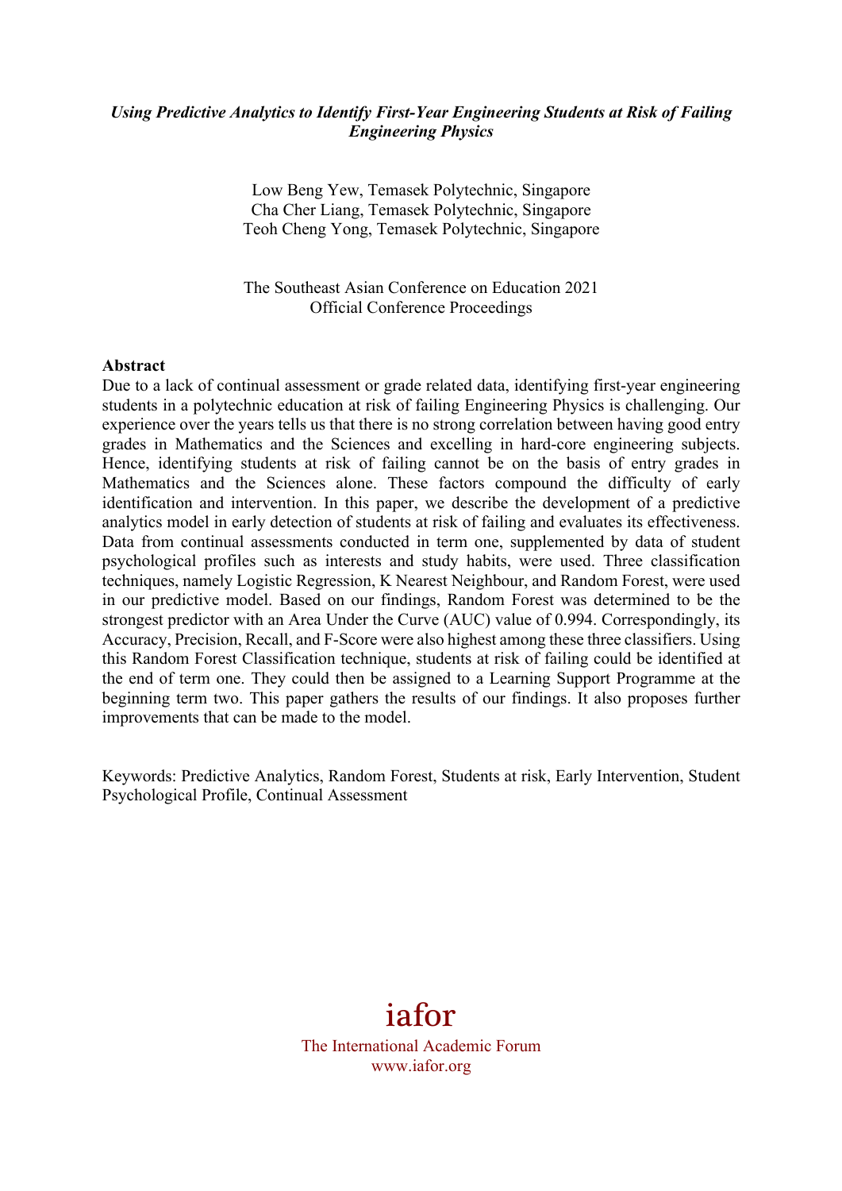*Using Predictive Analytics to Identify First-Year Engineering Students at Risk of Failing Engineering Physics*

Low Beng Yew, Temasek Polytechnic, Singapore
Cha Cher Liang, Temasek Polytechnic, Singapore
Teoh Cheng Yong, Temasek Polytechnic, Singapore

The Southeast Asian Conference on Education 2021
Official Conference Proceedings

**Abstract**

Due to a lack of continual assessment or grade related data, identifying first-year engineering students in a polytechnic education at risk of failing Engineering Physics is challenging. Our experience over the years tells us that there is no strong correlation between having good entry grades in Mathematics and the Sciences and excelling in hard-core engineering subjects. Hence, identifying students at risk of failing cannot be on the basis of entry grades in Mathematics and the Sciences alone. These factors compound the difficulty of early identification and intervention. In this paper, we describe the development of a predictive analytics model in early detection of students at risk of failing and evaluates its effectiveness. Data from continual assessments conducted in term one, supplemented by data of student psychological profiles such as interests and study habits, were used. Three classification techniques, namely Logistic Regression, K Nearest Neighbour, and Random Forest, were used in our predictive model. Based on our findings, Random Forest was determined to be the strongest predictor with an Area Under the Curve (AUC) value of 0.994. Correspondingly, its Accuracy, Precision, Recall, and F-Score were also highest among these three classifiers. Using this Random Forest Classification technique, students at risk of failing could be identified at the end of term one. They could then be assigned to a Learning Support Programme at the beginning term two. This paper gathers the results of our findings. It also proposes further improvements that can be made to the model.

Keywords: Predictive Analytics, Random Forest, Students at risk, Early Intervention, Student Psychological Profile, Continual Assessment

iafor
The International Academic Forum
www.iafor.org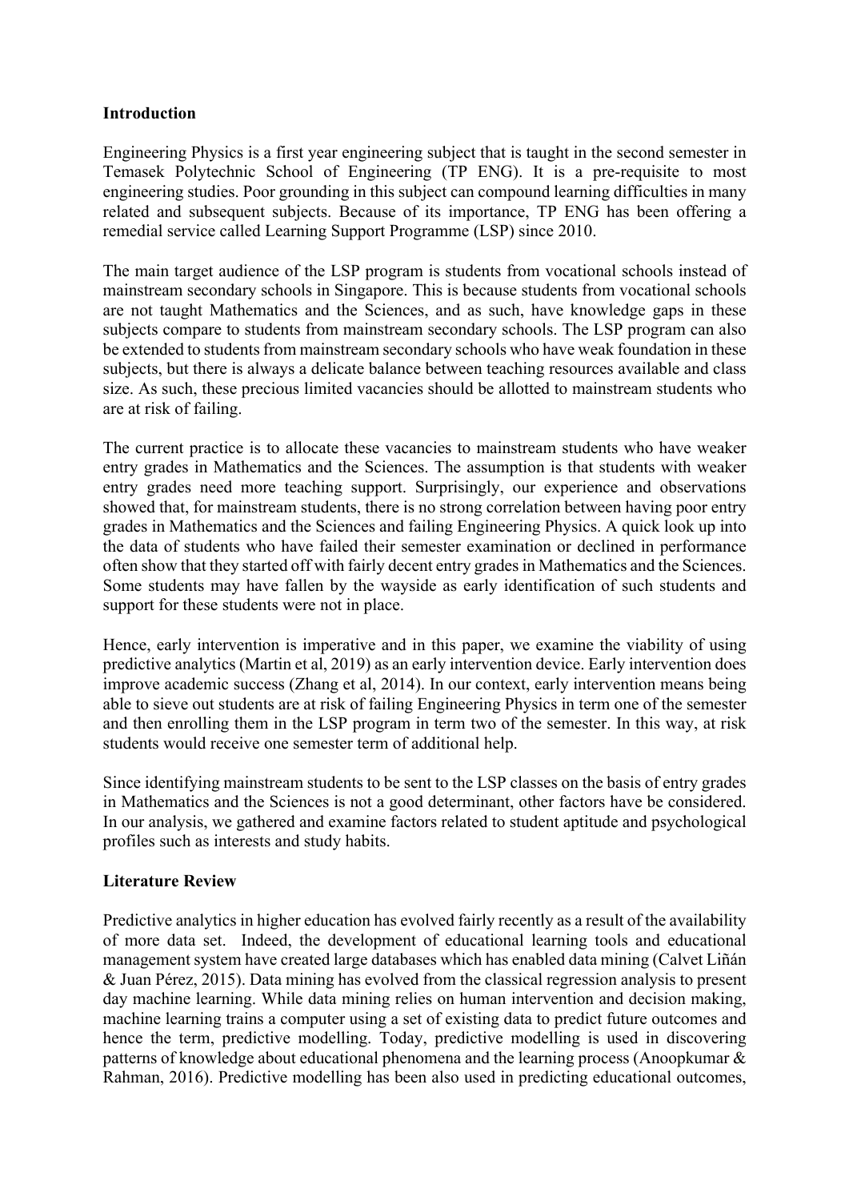## Introduction

Engineering Physics is a first year engineering subject that is taught in the second semester in Temasek Polytechnic School of Engineering (TP ENG). It is a pre-requisite to most engineering studies. Poor grounding in this subject can compound learning difficulties in many related and subsequent subjects. Because of its importance, TP ENG has been offering a remedial service called Learning Support Programme (LSP) since 2010.

The main target audience of the LSP program is students from vocational schools instead of mainstream secondary schools in Singapore. This is because students from vocational schools are not taught Mathematics and the Sciences, and as such, have knowledge gaps in these subjects compare to students from mainstream secondary schools. The LSP program can also be extended to students from mainstream secondary schools who have weak foundation in these subjects, but there is always a delicate balance between teaching resources available and class size. As such, these precious limited vacancies should be allotted to mainstream students who are at risk of failing.

The current practice is to allocate these vacancies to mainstream students who have weaker entry grades in Mathematics and the Sciences. The assumption is that students with weaker entry grades need more teaching support. Surprisingly, our experience and observations showed that, for mainstream students, there is no strong correlation between having poor entry grades in Mathematics and the Sciences and failing Engineering Physics. A quick look up into the data of students who have failed their semester examination or declined in performance often show that they started off with fairly decent entry grades in Mathematics and the Sciences. Some students may have fallen by the wayside as early identification of such students and support for these students were not in place.

Hence, early intervention is imperative and in this paper, we examine the viability of using predictive analytics (Martin et al, 2019) as an early intervention device. Early intervention does improve academic success (Zhang et al, 2014). In our context, early intervention means being able to sieve out students are at risk of failing Engineering Physics in term one of the semester and then enrolling them in the LSP program in term two of the semester. In this way, at risk students would receive one semester term of additional help.

Since identifying mainstream students to be sent to the LSP classes on the basis of entry grades in Mathematics and the Sciences is not a good determinant, other factors have be considered. In our analysis, we gathered and examine factors related to student aptitude and psychological profiles such as interests and study habits.

## Literature Review

Predictive analytics in higher education has evolved fairly recently as a result of the availability of more data set. Indeed, the development of educational learning tools and educational management system have created large databases which has enabled data mining (Calvet Liñán & Juan Pérez, 2015). Data mining has evolved from the classical regression analysis to present day machine learning. While data mining relies on human intervention and decision making, machine learning trains a computer using a set of existing data to predict future outcomes and hence the term, predictive modelling. Today, predictive modelling is used in discovering patterns of knowledge about educational phenomena and the learning process (Anoopkumar & Rahman, 2016). Predictive modelling has been also used in predicting educational outcomes,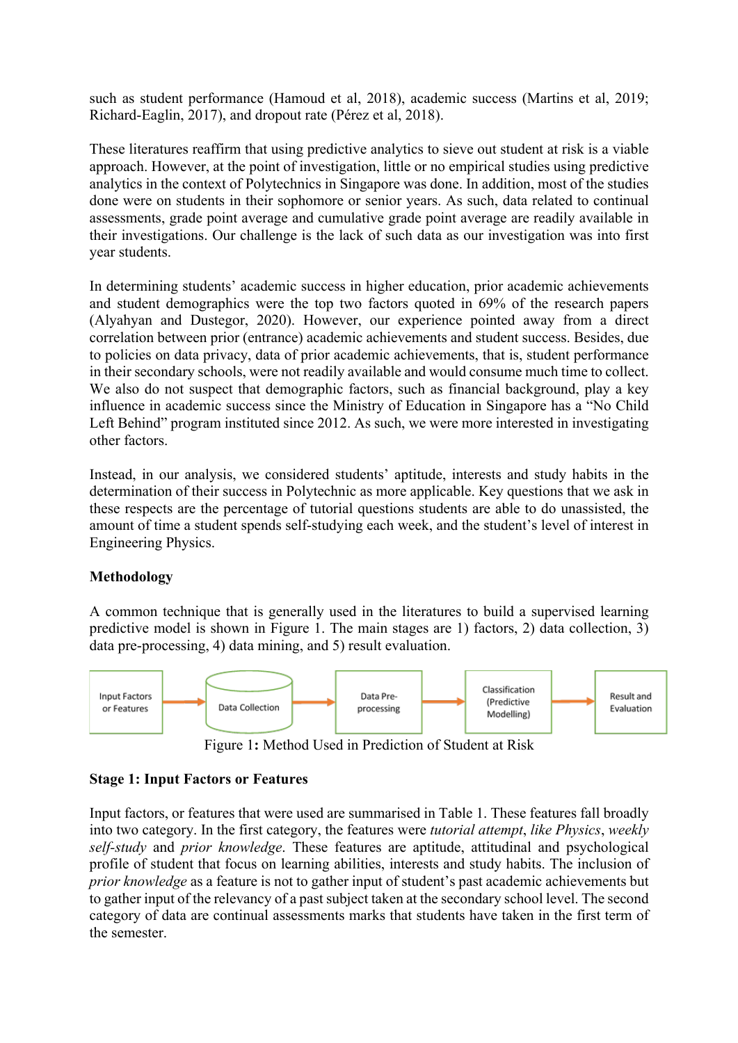such as student performance (Hamoud et al, 2018), academic success (Martins et al, 2019; Richard-Eaglin, 2017), and dropout rate (Pérez et al, 2018).

These literatures reaffirm that using predictive analytics to sieve out student at risk is a viable approach. However, at the point of investigation, little or no empirical studies using predictive analytics in the context of Polytechnics in Singapore was done. In addition, most of the studies done were on students in their sophomore or senior years. As such, data related to continual assessments, grade point average and cumulative grade point average are readily available in their investigations. Our challenge is the lack of such data as our investigation was into first year students.

In determining students' academic success in higher education, prior academic achievements and student demographics were the top two factors quoted in 69% of the research papers (Alyahyan and Dustegor, 2020). However, our experience pointed away from a direct correlation between prior (entrance) academic achievements and student success. Besides, due to policies on data privacy, data of prior academic achievements, that is, student performance in their secondary schools, were not readily available and would consume much time to collect. We also do not suspect that demographic factors, such as financial background, play a key influence in academic success since the Ministry of Education in Singapore has a "No Child Left Behind" program instituted since 2012. As such, we were more interested in investigating other factors.

Instead, in our analysis, we considered students' aptitude, interests and study habits in the determination of their success in Polytechnic as more applicable. Key questions that we ask in these respects are the percentage of tutorial questions students are able to do unassisted, the amount of time a student spends self-studying each week, and the student's level of interest in Engineering Physics.

**Methodology**

A common technique that is generally used in the literatures to build a supervised learning predictive model is shown in Figure 1. The main stages are 1) factors, 2) data collection, 3) data pre-processing, 4) data mining, and 5) result evaluation.

Input Factors or Features → Data Collection → Data Pre-processing → Classification (Predictive Modelling) → Result and Evaluation

Figure 1**:** Method Used in Prediction of Student at Risk

**Stage 1: Input Factors or Features**

Input factors, or features that were used are summarised in Table 1. These features fall broadly into two category. In the first category, the features were *tutorial attempt*, *like Physics*, *weekly self-study* and *prior knowledge*. These features are aptitude, attitudinal and psychological profile of student that focus on learning abilities, interests and study habits. The inclusion of *prior knowledge* as a feature is not to gather input of student's past academic achievements but to gather input of the relevancy of a past subject taken at the secondary school level. The second category of data are continual assessments marks that students have taken in the first term of the semester.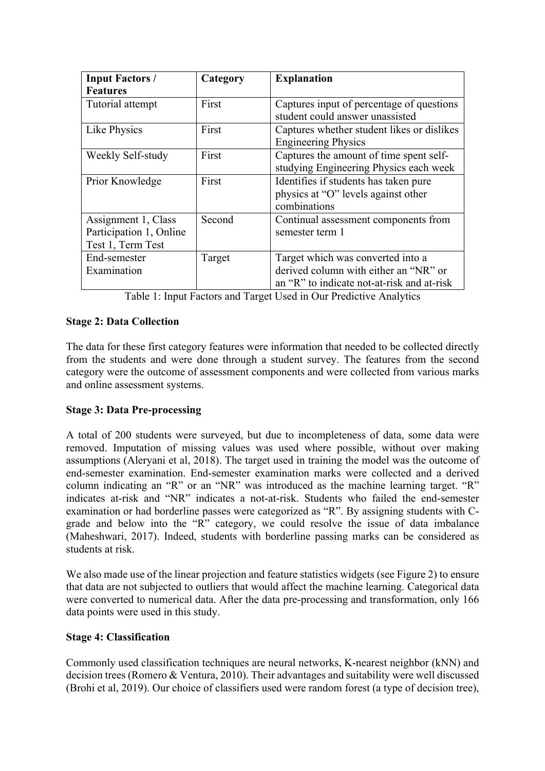| Input Factors / Features | Category | Explanation |
| --- | --- | --- |
| Tutorial attempt | First | Captures input of percentage of questions student could answer unassisted |
| Like Physics | First | Captures whether student likes or dislikes Engineering Physics |
| Weekly Self-study | First | Captures the amount of time spent self-studying Engineering Physics each week |
| Prior Knowledge | First | Identifies if students has taken pure physics at "O" levels against other combinations |
| Assignment 1, Class Participation 1, Online Test 1, Term Test | Second | Continual assessment components from semester term 1 |
| End-semester Examination | Target | Target which was converted into a derived column with either an "NR" or an "R" to indicate not-at-risk and at-risk |

Table 1: Input Factors and Target Used in Our Predictive Analytics

**Stage 2: Data Collection**

The data for these first category features were information that needed to be collected directly from the students and were done through a student survey. The features from the second category were the outcome of assessment components and were collected from various marks and online assessment systems.

**Stage 3: Data Pre-processing**

A total of 200 students were surveyed, but due to incompleteness of data, some data were removed. Imputation of missing values was used where possible, without over making assumptions (Aleryani et al, 2018). The target used in training the model was the outcome of end-semester examination. End-semester examination marks were collected and a derived column indicating an "R" or an "NR" was introduced as the machine learning target. "R" indicates at-risk and "NR" indicates a not-at-risk. Students who failed the end-semester examination or had borderline passes were categorized as "R". By assigning students with C-grade and below into the "R" category, we could resolve the issue of data imbalance (Maheshwari, 2017). Indeed, students with borderline passing marks can be considered as students at risk.

We also made use of the linear projection and feature statistics widgets (see Figure 2) to ensure that data are not subjected to outliers that would affect the machine learning. Categorical data were converted to numerical data. After the data pre-processing and transformation, only 166 data points were used in this study.

**Stage 4: Classification**

Commonly used classification techniques are neural networks, K-nearest neighbor (kNN) and decision trees (Romero & Ventura, 2010). Their advantages and suitability were well discussed (Brohi et al, 2019). Our choice of classifiers used were random forest (a type of decision tree),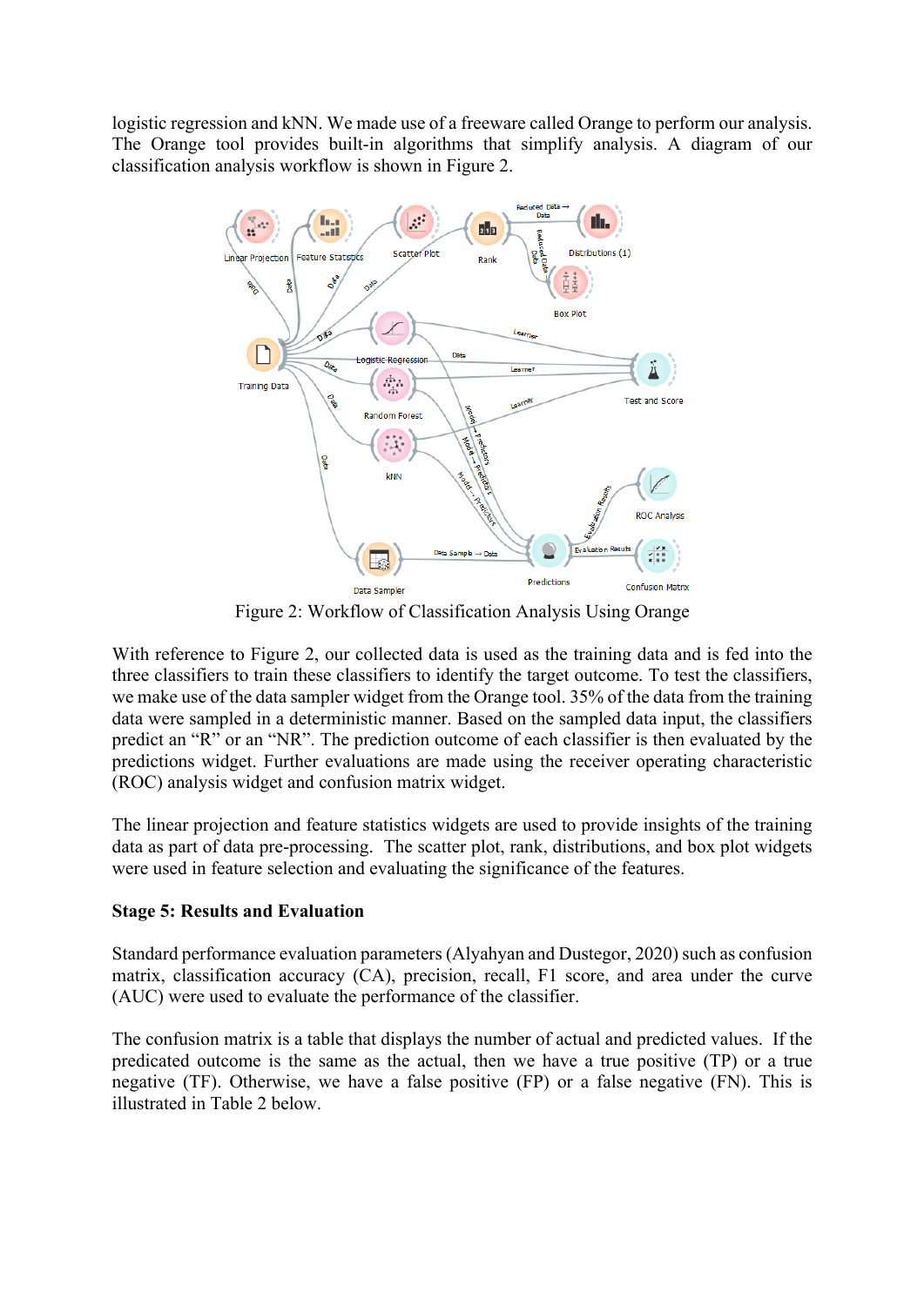logistic regression and kNN. We made use of a freeware called Orange to perform our analysis. The Orange tool provides built-in algorithms that simplify analysis. A diagram of our classification analysis workflow is shown in Figure 2.

Figure 2: Workflow of Classification Analysis Using Orange

With reference to Figure 2, our collected data is used as the training data and is fed into the three classifiers to train these classifiers to identify the target outcome. To test the classifiers, we make use of the data sampler widget from the Orange tool. 35% of the data from the training data were sampled in a deterministic manner. Based on the sampled data input, the classifiers predict an "R" or an "NR". The prediction outcome of each classifier is then evaluated by the predictions widget. Further evaluations are made using the receiver operating characteristic (ROC) analysis widget and confusion matrix widget.

The linear projection and feature statistics widgets are used to provide insights of the training data as part of data pre-processing. The scatter plot, rank, distributions, and box plot widgets were used in feature selection and evaluating the significance of the features.

**Stage 5: Results and Evaluation**

Standard performance evaluation parameters (Alyahyan and Dustegor, 2020) such as confusion matrix, classification accuracy (CA), precision, recall, F1 score, and area under the curve (AUC) were used to evaluate the performance of the classifier.

The confusion matrix is a table that displays the number of actual and predicted values. If the predicated outcome is the same as the actual, then we have a true positive (TP) or a true negative (TF). Otherwise, we have a false positive (FP) or a false negative (FN). This is illustrated in Table 2 below.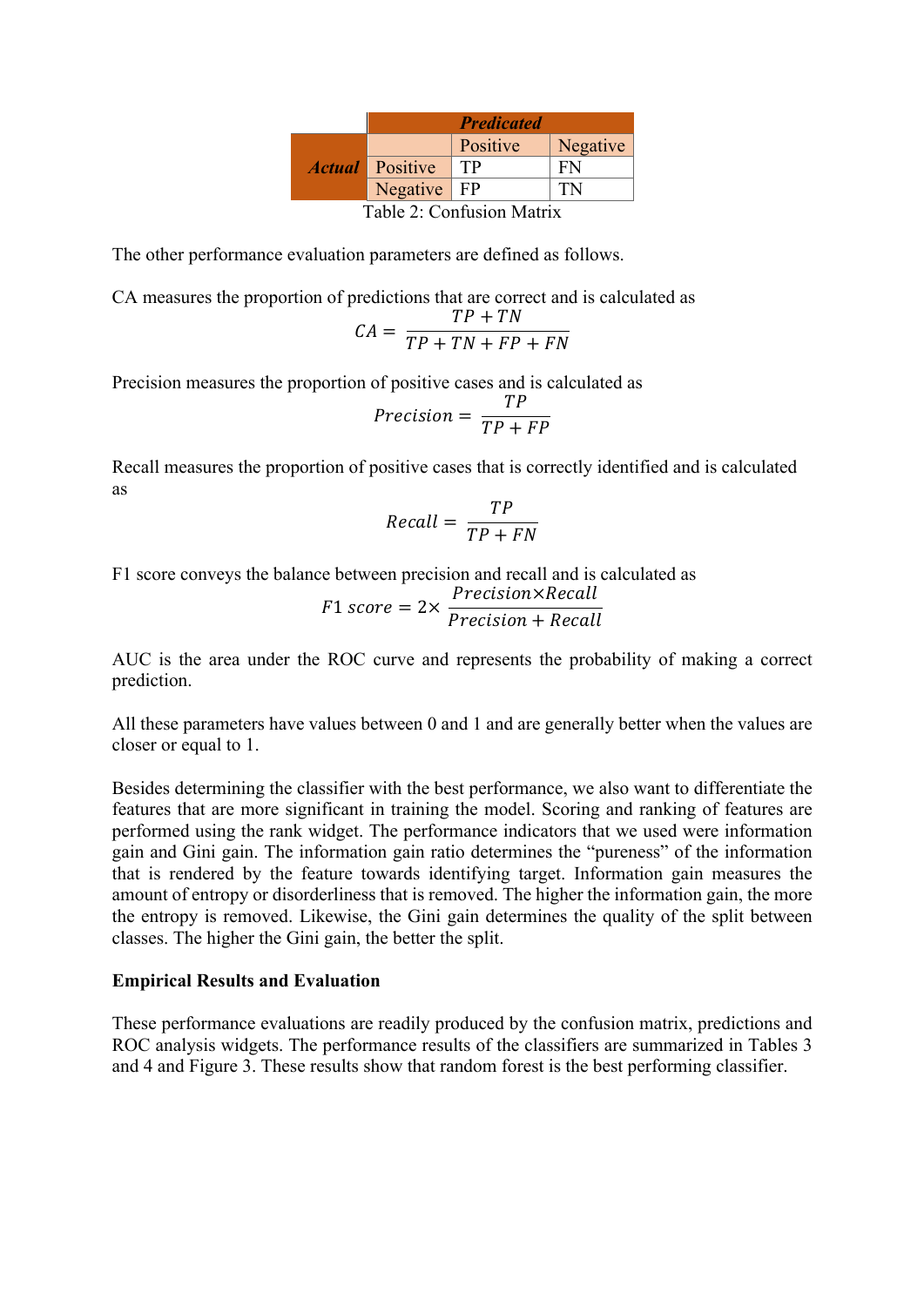| | | Predicated | |
|---|---|---|---|
| | | Positive | Negative |
| Actual | Positive | TP | FN |
| | Negative | FP | TN |

Table 2: Confusion Matrix

The other performance evaluation parameters are defined as follows.

CA measures the proportion of predictions that are correct and is calculated as

$$CA = \frac{TP + TN}{TP + TN + FP + FN}$$

Precision measures the proportion of positive cases and is calculated as

$$Precision = \frac{TP}{TP + FP}$$

Recall measures the proportion of positive cases that is correctly identified and is calculated as

$$Recall = \frac{TP}{TP + FN}$$

F1 score conveys the balance between precision and recall and is calculated as

$$F1\ score = 2 \times \frac{Precision \times Recall}{Precision + Recall}$$

AUC is the area under the ROC curve and represents the probability of making a correct prediction.

All these parameters have values between 0 and 1 and are generally better when the values are closer or equal to 1.

Besides determining the classifier with the best performance, we also want to differentiate the features that are more significant in training the model. Scoring and ranking of features are performed using the rank widget. The performance indicators that we used were information gain and Gini gain. The information gain ratio determines the "pureness" of the information that is rendered by the feature towards identifying target. Information gain measures the amount of entropy or disorderliness that is removed. The higher the information gain, the more the entropy is removed. Likewise, the Gini gain determines the quality of the split between classes. The higher the Gini gain, the better the split.

**Empirical Results and Evaluation**

These performance evaluations are readily produced by the confusion matrix, predictions and ROC analysis widgets. The performance results of the classifiers are summarized in Tables 3 and 4 and Figure 3. These results show that random forest is the best performing classifier.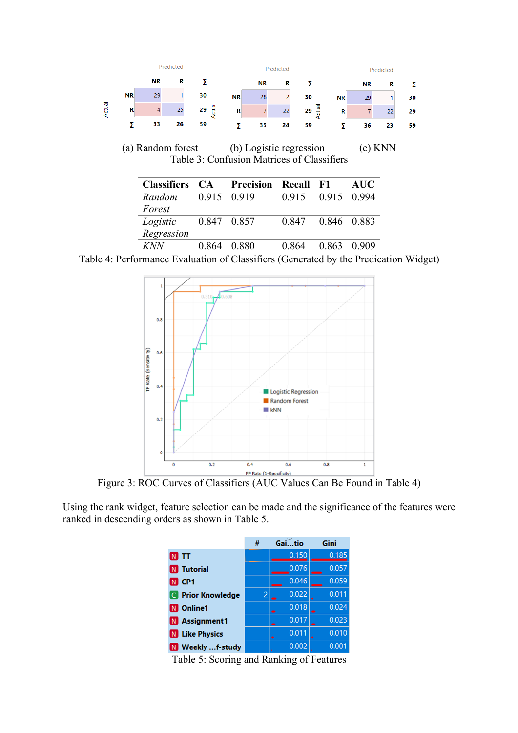| | | Predicted | | |
|---|---|---|---|---|
| | | NR | R | Σ |
| Actual | NR | 29 | 1 | 30 |
| | R | 4 | 25 | 29 |
| | Σ | 33 | 26 | 59 |

(a) Random forest

| | | Predicted | | |
|---|---|---|---|---|
| | | NR | R | Σ |
| Actual | NR | 28 | 2 | 30 |
| | R | 7 | 22 | 29 |
| | Σ | 35 | 24 | 59 |

(b) Logistic regression

| | | Predicted | | |
|---|---|---|---|---|
| | | NR | R | Σ |
| Actual | NR | 29 | 1 | 30 |
| | R | 7 | 22 | 29 |
| | Σ | 36 | 23 | 59 |

(c) KNN

Table 3: Confusion Matrices of Classifiers

| Classifiers | CA | Precision | Recall | F1 | AUC |
|---|---|---|---|---|---|
| *Random Forest* | 0.915 | 0.919 | 0.915 | 0.915 | 0.994 |
| *Logistic Regression* | 0.847 | 0.857 | 0.847 | 0.846 | 0.883 |
| *KNN* | 0.864 | 0.880 | 0.864 | 0.863 | 0.909 |

Table 4: Performance Evaluation of Classifiers (Generated by the Predication Widget)

Figure 3: ROC Curves of Classifiers (AUC Values Can Be Found in Table 4)

Using the rank widget, feature selection can be made and the significance of the features were ranked in descending orders as shown in Table 5.

| | # | Gai...tio | Gini |
|---|---|---|---|
| N TT | | 0.150 | 0.185 |
| N Tutorial | | 0.076 | 0.057 |
| N CP1 | | 0.046 | 0.059 |
| C Prior Knowledge | 2 | 0.022 | 0.011 |
| N Online1 | | 0.018 | 0.024 |
| N Assignment1 | | 0.017 | 0.023 |
| N Like Physics | | 0.011 | 0.010 |
| N Weekly ...f-study | | 0.002 | 0.001 |

Table 5: Scoring and Ranking of Features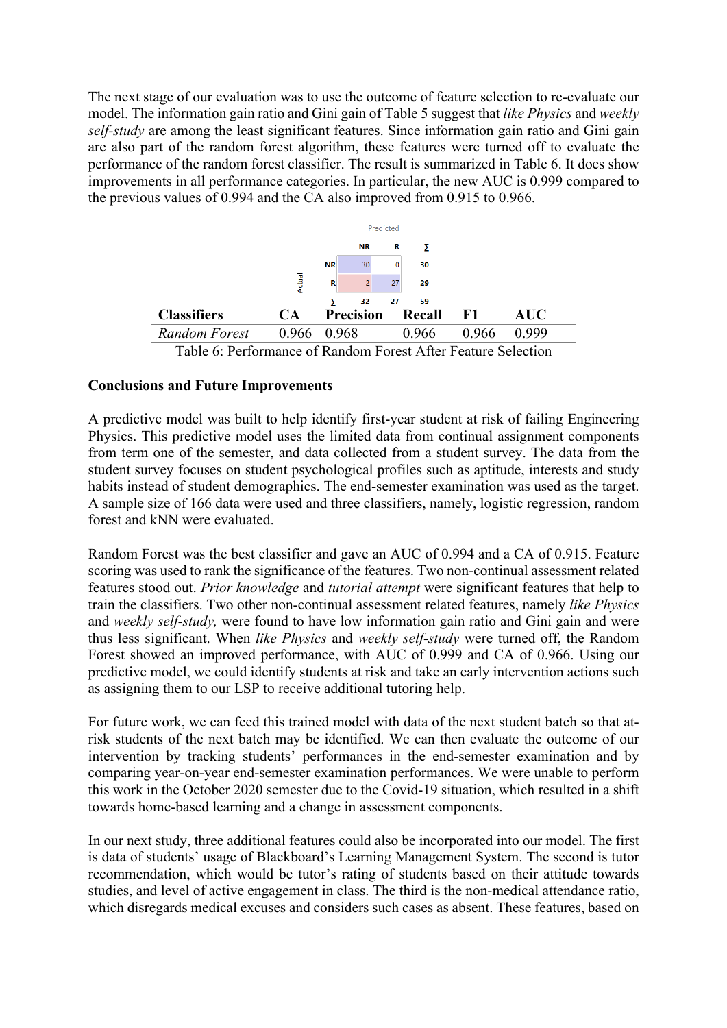The next stage of our evaluation was to use the outcome of feature selection to re-evaluate our model. The information gain ratio and Gini gain of Table 5 suggest that *like Physics* and *weekly self-study* are among the least significant features. Since information gain ratio and Gini gain are also part of the random forest algorithm, these features were turned off to evaluate the performance of the random forest classifier. The result is summarized in Table 6. It does show improvements in all performance categories. In particular, the new AUC is 0.999 compared to the previous values of 0.994 and the CA also improved from 0.915 to 0.966.

| Actual \ Predicted | NR | R | Σ |
|---|---|---|---|
| NR | 30 | 0 | 30 |
| R | 2 | 27 | 29 |
| Σ | 32 | 27 | 59 |

| Classifiers | CA | Precision | Recall | F1 | AUC |
|---|---|---|---|---|---|
| *Random Forest* | 0.966 | 0.968 | 0.966 | 0.966 | 0.999 |

Table 6: Performance of Random Forest After Feature Selection

**Conclusions and Future Improvements**

A predictive model was built to help identify first-year student at risk of failing Engineering Physics. This predictive model uses the limited data from continual assignment components from term one of the semester, and data collected from a student survey. The data from the student survey focuses on student psychological profiles such as aptitude, interests and study habits instead of student demographics. The end-semester examination was used as the target. A sample size of 166 data were used and three classifiers, namely, logistic regression, random forest and kNN were evaluated.

Random Forest was the best classifier and gave an AUC of 0.994 and a CA of 0.915. Feature scoring was used to rank the significance of the features. Two non-continual assessment related features stood out. *Prior knowledge* and *tutorial attempt* were significant features that help to train the classifiers. Two other non-continual assessment related features, namely *like Physics* and *weekly self-study,* were found to have low information gain ratio and Gini gain and were thus less significant. When *like Physics* and *weekly self-study* were turned off, the Random Forest showed an improved performance, with AUC of 0.999 and CA of 0.966. Using our predictive model, we could identify students at risk and take an early intervention actions such as assigning them to our LSP to receive additional tutoring help.

For future work, we can feed this trained model with data of the next student batch so that at-risk students of the next batch may be identified. We can then evaluate the outcome of our intervention by tracking students' performances in the end-semester examination and by comparing year-on-year end-semester examination performances. We were unable to perform this work in the October 2020 semester due to the Covid-19 situation, which resulted in a shift towards home-based learning and a change in assessment components.

In our next study, three additional features could also be incorporated into our model. The first is data of students' usage of Blackboard's Learning Management System. The second is tutor recommendation, which would be tutor's rating of students based on their attitude towards studies, and level of active engagement in class. The third is the non-medical attendance ratio, which disregards medical excuses and considers such cases as absent. These features, based on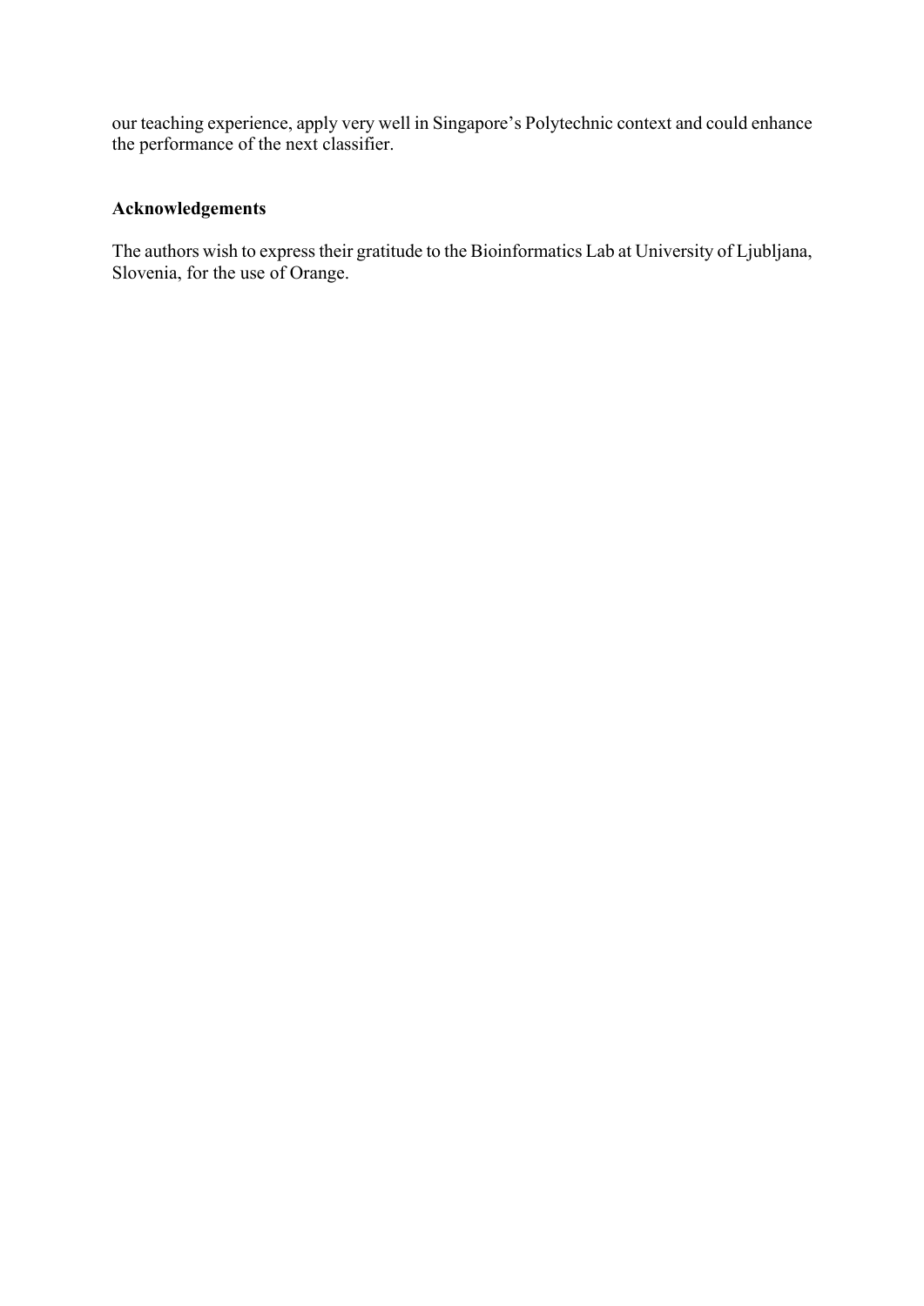our teaching experience, apply very well in Singapore's Polytechnic context and could enhance the performance of the next classifier.

## Acknowledgements

The authors wish to express their gratitude to the Bioinformatics Lab at University of Ljubljana, Slovenia, for the use of Orange.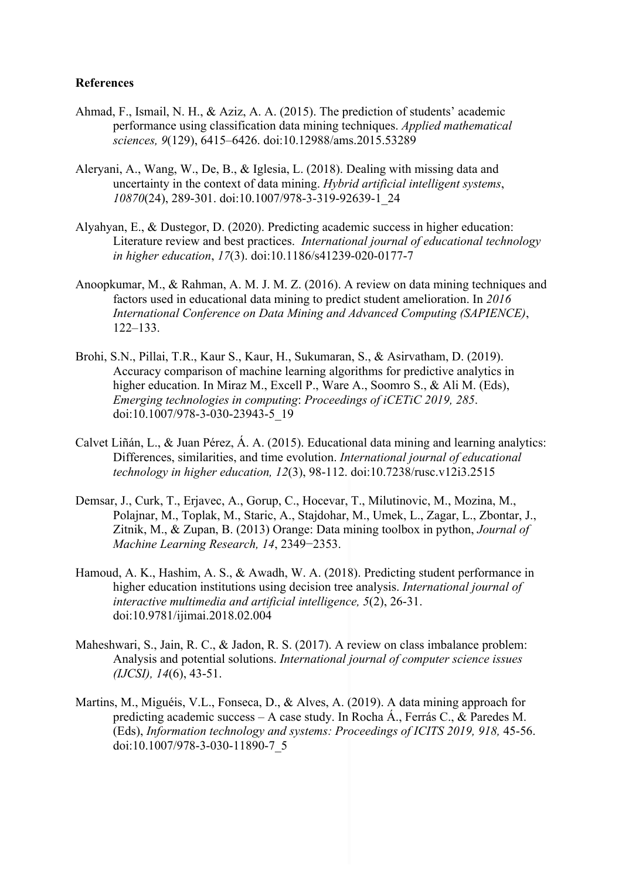**References**

Ahmad, F., Ismail, N. H., & Aziz, A. A. (2015). The prediction of students' academic performance using classification data mining techniques. *Applied mathematical sciences, 9*(129), 6415–6426. doi:10.12988/ams.2015.53289

Aleryani, A., Wang, W., De, B., & Iglesia, L. (2018). Dealing with missing data and uncertainty in the context of data mining. *Hybrid artificial intelligent systems*, *10870*(24), 289-301. doi:10.1007/978-3-319-92639-1_24

Alyahyan, E., & Dustegor, D. (2020). Predicting academic success in higher education: Literature review and best practices. *International journal of educational technology in higher education*, *17*(3). doi:10.1186/s41239-020-0177-7

Anoopkumar, M., & Rahman, A. M. J. M. Z. (2016). A review on data mining techniques and factors used in educational data mining to predict student amelioration. In *2016 International Conference on Data Mining and Advanced Computing (SAPIENCE)*, 122–133.

Brohi, S.N., Pillai, T.R., Kaur S., Kaur, H., Sukumaran, S., & Asirvatham, D. (2019). Accuracy comparison of machine learning algorithms for predictive analytics in higher education. In Miraz M., Excell P., Ware A., Soomro S., & Ali M. (Eds), *Emerging technologies in computing*: *Proceedings of iCETiC 2019, 285*. doi:10.1007/978-3-030-23943-5_19

Calvet Liñán, L., & Juan Pérez, Á. A. (2015). Educational data mining and learning analytics: Differences, similarities, and time evolution. *International journal of educational technology in higher education, 12*(3), 98-112. doi:10.7238/rusc.v12i3.2515

Demsar, J., Curk, T., Erjavec, A., Gorup, C., Hocevar, T., Milutinovic, M., Mozina, M., Polajnar, M., Toplak, M., Staric, A., Stajdohar, M., Umek, L., Zagar, L., Zbontar, J., Zitnik, M., & Zupan, B. (2013) Orange: Data mining toolbox in python, *Journal of Machine Learning Research, 14*, 2349−2353.

Hamoud, A. K., Hashim, A. S., & Awadh, W. A. (2018). Predicting student performance in higher education institutions using decision tree analysis. *International journal of interactive multimedia and artificial intelligence, 5*(2), 26-31. doi:10.9781/ijimai.2018.02.004

Maheshwari, S., Jain, R. C., & Jadon, R. S. (2017). A review on class imbalance problem: Analysis and potential solutions. *International journal of computer science issues (IJCSI), 14*(6), 43-51.

Martins, M., Miguéis, V.L., Fonseca, D., & Alves, A. (2019). A data mining approach for predicting academic success – A case study. In Rocha Á., Ferrás C., & Paredes M. (Eds), *Information technology and systems: Proceedings of ICITS 2019, 918,* 45-56. doi:10.1007/978-3-030-11890-7_5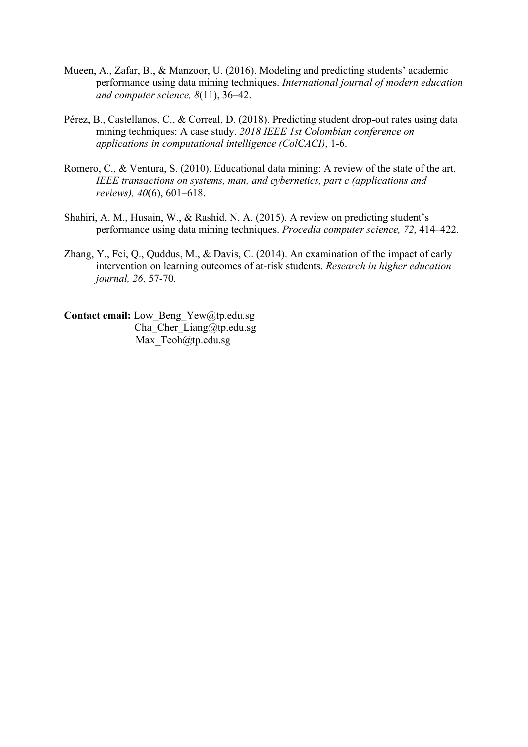Mueen, A., Zafar, B., & Manzoor, U. (2016). Modeling and predicting students' academic performance using data mining techniques. *International journal of modern education and computer science, 8*(11), 36–42.

Pérez, B., Castellanos, C., & Correal, D. (2018). Predicting student drop-out rates using data mining techniques: A case study. *2018 IEEE 1st Colombian conference on applications in computational intelligence (ColCACI)*, 1-6.

Romero, C., & Ventura, S. (2010). Educational data mining: A review of the state of the art. *IEEE transactions on systems, man, and cybernetics, part c (applications and reviews), 40*(6), 601–618.

Shahiri, A. M., Husain, W., & Rashid, N. A. (2015). A review on predicting student's performance using data mining techniques. *Procedia computer science, 72*, 414–422.

Zhang, Y., Fei, Q., Quddus, M., & Davis, C. (2014). An examination of the impact of early intervention on learning outcomes of at-risk students. *Research in higher education journal, 26*, 57-70.

**Contact email:** Low_Beng_Yew@tp.edu.sg
Cha_Cher_Liang@tp.edu.sg
Max_Teoh@tp.edu.sg